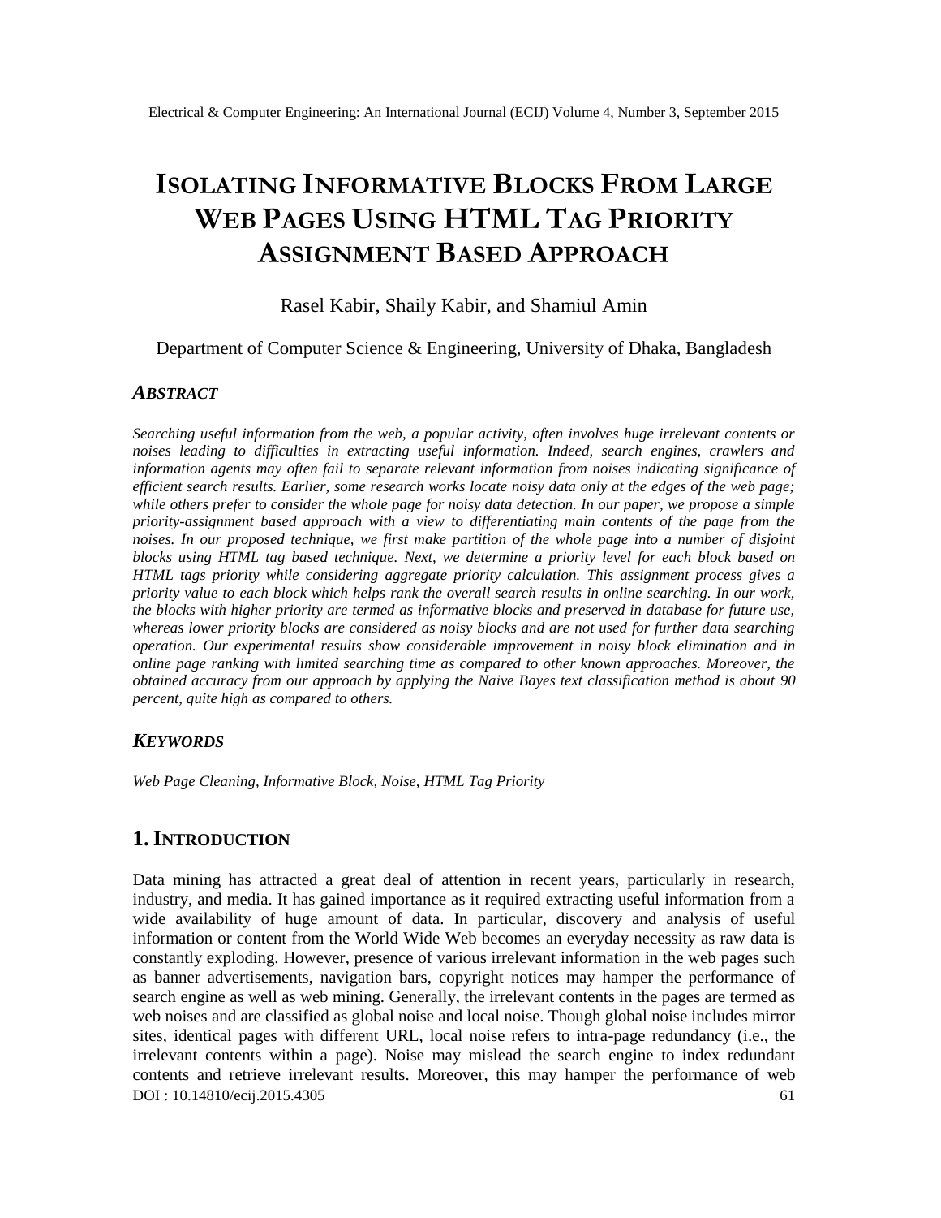# ISOLATING INFORMATIVE BLOCKS FROM LARGE WEB PAGES USING HTML TAG PRIORITY ASSIGNMENT BASED APPROACH

Rasel Kabir, Shaily Kabir, and Shamiul Amin

Department of Computer Science & Engineering, University of Dhaka, Bangladesh

## *ABSTRACT*

*Searching useful information from the web, a popular activity, often involves huge irrelevant contents or noises leading to difficulties in extracting useful information. Indeed, search engines, crawlers and information agents may often fail to separate relevant information from noises indicating significance of efficient search results. Earlier, some research works locate noisy data only at the edges of the web page; while others prefer to consider the whole page for noisy data detection. In our paper, we propose a simple priority-assignment based approach with a view to differentiating main contents of the page from the noises. In our proposed technique, we first make partition of the whole page into a number of disjoint blocks using HTML tag based technique. Next, we determine a priority level for each block based on HTML tags priority while considering aggregate priority calculation. This assignment process gives a priority value to each block which helps rank the overall search results in online searching. In our work, the blocks with higher priority are termed as informative blocks and preserved in database for future use, whereas lower priority blocks are considered as noisy blocks and are not used for further data searching operation. Our experimental results show considerable improvement in noisy block elimination and in online page ranking with limited searching time as compared to other known approaches. Moreover, the obtained accuracy from our approach by applying the Naive Bayes text classification method is about 90 percent, quite high as compared to others.*

## *KEYWORDS*

*Web Page Cleaning, Informative Block, Noise, HTML Tag Priority*

## 1. INTRODUCTION

Data mining has attracted a great deal of attention in recent years, particularly in research, industry, and media. It has gained importance as it required extracting useful information from a wide availability of huge amount of data. In particular, discovery and analysis of useful information or content from the World Wide Web becomes an everyday necessity as raw data is constantly exploding. However, presence of various irrelevant information in the web pages such as banner advertisements, navigation bars, copyright notices may hamper the performance of search engine as well as web mining. Generally, the irrelevant contents in the pages are termed as web noises and are classified as global noise and local noise. Though global noise includes mirror sites, identical pages with different URL, local noise refers to intra-page redundancy (i.e., the irrelevant contents within a page). Noise may mislead the search engine to index redundant contents and retrieve irrelevant results. Moreover, this may hamper the performance of web

DOI : 10.14810/ecij.2015.4305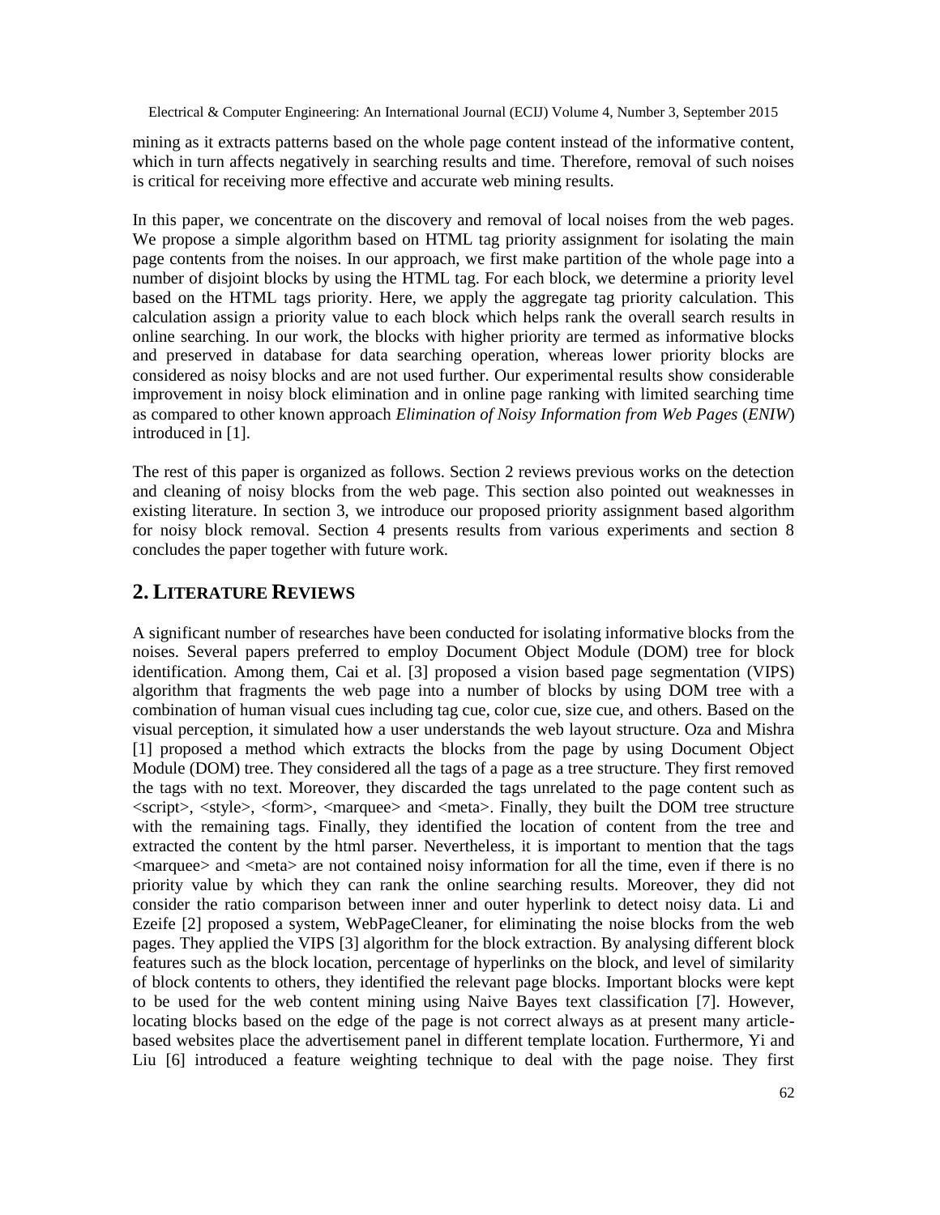mining as it extracts patterns based on the whole page content instead of the informative content, which in turn affects negatively in searching results and time. Therefore, removal of such noises is critical for receiving more effective and accurate web mining results.

In this paper, we concentrate on the discovery and removal of local noises from the web pages. We propose a simple algorithm based on HTML tag priority assignment for isolating the main page contents from the noises. In our approach, we first make partition of the whole page into a number of disjoint blocks by using the HTML tag. For each block, we determine a priority level based on the HTML tags priority. Here, we apply the aggregate tag priority calculation. This calculation assign a priority value to each block which helps rank the overall search results in online searching. In our work, the blocks with higher priority are termed as informative blocks and preserved in database for data searching operation, whereas lower priority blocks are considered as noisy blocks and are not used further. Our experimental results show considerable improvement in noisy block elimination and in online page ranking with limited searching time as compared to other known approach *Elimination of Noisy Information from Web Pages* (*ENIW*) introduced in [1].

The rest of this paper is organized as follows. Section 2 reviews previous works on the detection and cleaning of noisy blocks from the web page. This section also pointed out weaknesses in existing literature. In section 3, we introduce our proposed priority assignment based algorithm for noisy block removal. Section 4 presents results from various experiments and section 8 concludes the paper together with future work.

## 2. LITERATURE REVIEWS

A significant number of researches have been conducted for isolating informative blocks from the noises. Several papers preferred to employ Document Object Module (DOM) tree for block identification. Among them, Cai et al. [3] proposed a vision based page segmentation (VIPS) algorithm that fragments the web page into a number of blocks by using DOM tree with a combination of human visual cues including tag cue, color cue, size cue, and others. Based on the visual perception, it simulated how a user understands the web layout structure. Oza and Mishra [1] proposed a method which extracts the blocks from the page by using Document Object Module (DOM) tree. They considered all the tags of a page as a tree structure. They first removed the tags with no text. Moreover, they discarded the tags unrelated to the page content such as <script>, <style>, <form>, <marquee> and <meta>. Finally, they built the DOM tree structure with the remaining tags. Finally, they identified the location of content from the tree and extracted the content by the html parser. Nevertheless, it is important to mention that the tags <marquee> and <meta> are not contained noisy information for all the time, even if there is no priority value by which they can rank the online searching results. Moreover, they did not consider the ratio comparison between inner and outer hyperlink to detect noisy data. Li and Ezeife [2] proposed a system, WebPageCleaner, for eliminating the noise blocks from the web pages. They applied the VIPS [3] algorithm for the block extraction. By analysing different block features such as the block location, percentage of hyperlinks on the block, and level of similarity of block contents to others, they identified the relevant page blocks. Important blocks were kept to be used for the web content mining using Naive Bayes text classification [7]. However, locating blocks based on the edge of the page is not correct always as at present many article-based websites place the advertisement panel in different template location. Furthermore, Yi and Liu [6] introduced a feature weighting technique to deal with the page noise. They first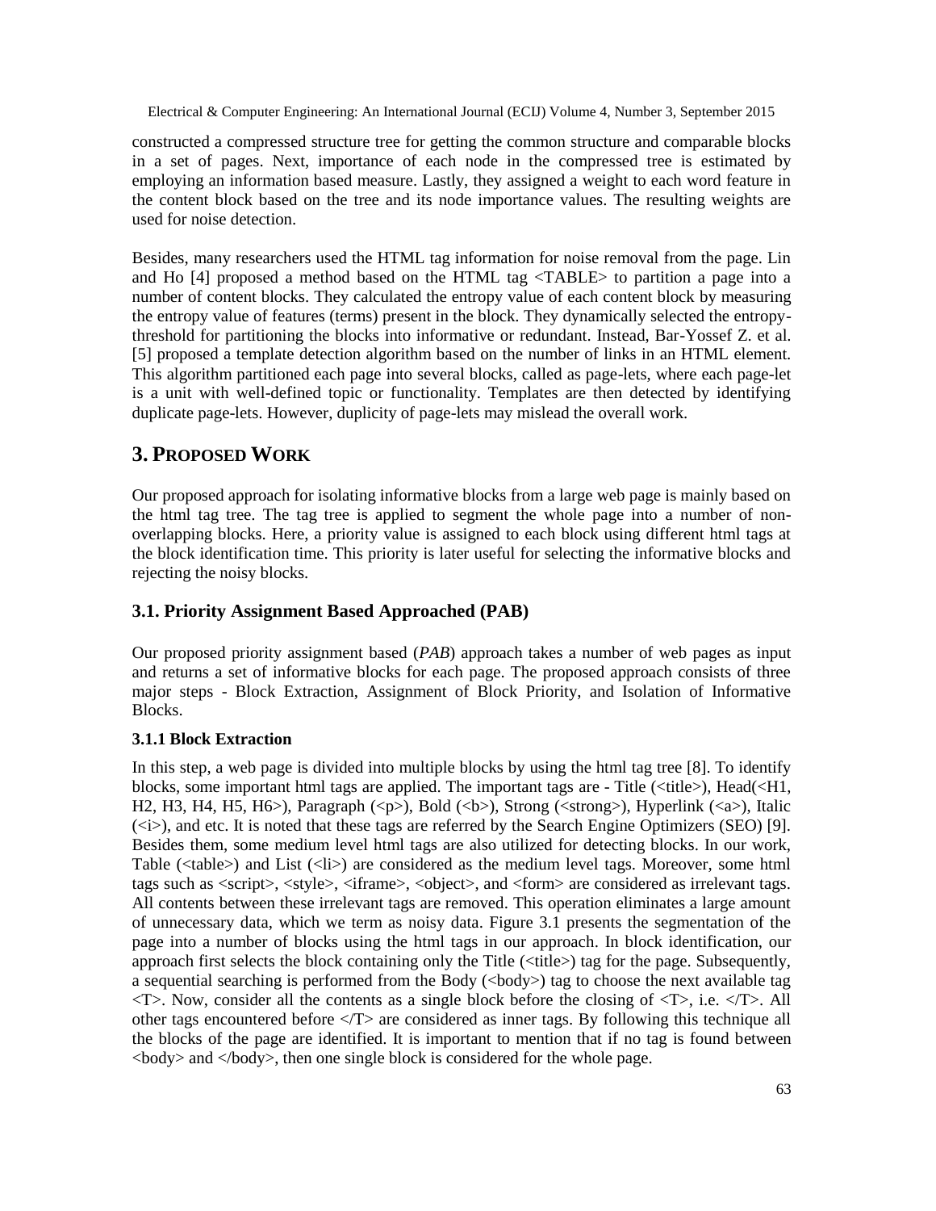constructed a compressed structure tree for getting the common structure and comparable blocks in a set of pages. Next, importance of each node in the compressed tree is estimated by employing an information based measure. Lastly, they assigned a weight to each word feature in the content block based on the tree and its node importance values. The resulting weights are used for noise detection.

Besides, many researchers used the HTML tag information for noise removal from the page. Lin and Ho [4] proposed a method based on the HTML tag <TABLE> to partition a page into a number of content blocks. They calculated the entropy value of each content block by measuring the entropy value of features (terms) present in the block. They dynamically selected the entropy-threshold for partitioning the blocks into informative or redundant. Instead, Bar-Yossef Z. et al. [5] proposed a template detection algorithm based on the number of links in an HTML element. This algorithm partitioned each page into several blocks, called as page-lets, where each page-let is a unit with well-defined topic or functionality. Templates are then detected by identifying duplicate page-lets. However, duplicity of page-lets may mislead the overall work.

# 3. PROPOSED WORK

Our proposed approach for isolating informative blocks from a large web page is mainly based on the html tag tree. The tag tree is applied to segment the whole page into a number of non-overlapping blocks. Here, a priority value is assigned to each block using different html tags at the block identification time. This priority is later useful for selecting the informative blocks and rejecting the noisy blocks.

## 3.1. Priority Assignment Based Approached (PAB)

Our proposed priority assignment based (*PAB*) approach takes a number of web pages as input and returns a set of informative blocks for each page. The proposed approach consists of three major steps - Block Extraction, Assignment of Block Priority, and Isolation of Informative Blocks.

### 3.1.1 Block Extraction

In this step, a web page is divided into multiple blocks by using the html tag tree [8]. To identify blocks, some important html tags are applied. The important tags are - Title (<title>), Head(<H1, H2, H3, H4, H5, H6>), Paragraph (<p>), Bold (<b>), Strong (<strong>), Hyperlink (<a>), Italic (<i>), and etc. It is noted that these tags are referred by the Search Engine Optimizers (SEO) [9]. Besides them, some medium level html tags are also utilized for detecting blocks. In our work, Table (<table>) and List (<li>) are considered as the medium level tags. Moreover, some html tags such as <script>, <style>, <iframe>, <object>, and <form> are considered as irrelevant tags. All contents between these irrelevant tags are removed. This operation eliminates a large amount of unnecessary data, which we term as noisy data. Figure 3.1 presents the segmentation of the page into a number of blocks using the html tags in our approach. In block identification, our approach first selects the block containing only the Title (<title>) tag for the page. Subsequently, a sequential searching is performed from the Body (<body>) tag to choose the next available tag <T>. Now, consider all the contents as a single block before the closing of <T>, i.e. </T>. All other tags encountered before </T> are considered as inner tags. By following this technique all the blocks of the page are identified. It is important to mention that if no tag is found between <body> and </body>, then one single block is considered for the whole page.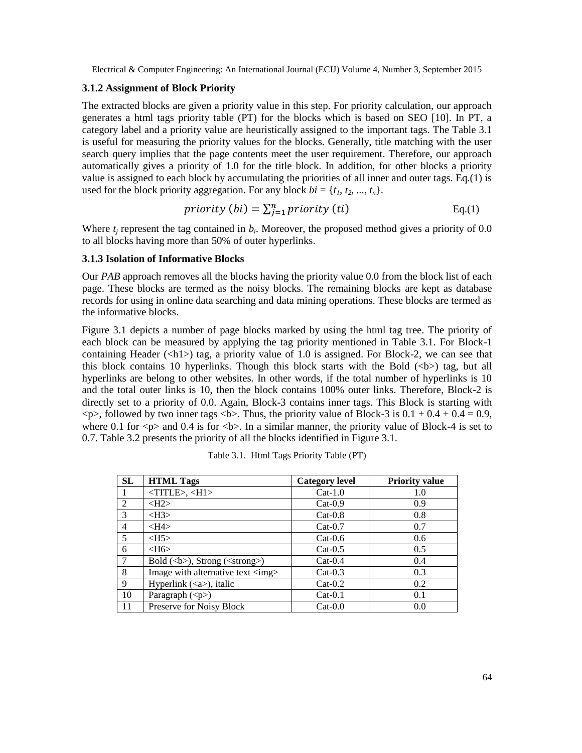### 3.1.2 Assignment of Block Priority

The extracted blocks are given a priority value in this step. For priority calculation, our approach generates a html tags priority table (PT) for the blocks which is based on SEO [10]. In PT, a category label and a priority value are heuristically assigned to the important tags. The Table 3.1 is useful for measuring the priority values for the blocks. Generally, title matching with the user search query implies that the page contents meet the user requirement. Therefore, our approach automatically gives a priority of 1.0 for the title block. In addition, for other blocks a priority value is assigned to each block by accumulating the priorities of all inner and outer tags. Eq.(1) is used for the block priority aggregation. For any block $bi = \{t_1, t_2, ..., t_n\}$.

$$priority\ (bi) = \sum_{j=1}^{n} priority\ (ti) \qquad \text{Eq.(1)}$$

Where $t_j$ represent the tag contained in $b_i$. Moreover, the proposed method gives a priority of 0.0 to all blocks having more than 50% of outer hyperlinks.

### 3.1.3 Isolation of Informative Blocks

Our *PAB* approach removes all the blocks having the priority value 0.0 from the block list of each page. These blocks are termed as the noisy blocks. The remaining blocks are kept as database records for using in online data searching and data mining operations. These blocks are termed as the informative blocks.

Figure 3.1 depicts a number of page blocks marked by using the html tag tree. The priority of each block can be measured by applying the tag priority mentioned in Table 3.1. For Block-1 containing Header (<h1>) tag, a priority value of 1.0 is assigned. For Block-2, we can see that this block contains 10 hyperlinks. Though this block starts with the Bold (<b>) tag, but all hyperlinks are belong to other websites. In other words, if the total number of hyperlinks is 10 and the total outer links is 10, then the block contains 100% outer links. Therefore, Block-2 is directly set to a priority of 0.0. Again, Block-3 contains inner tags. This Block is starting with <p>, followed by two inner tags <b>. Thus, the priority value of Block-3 is 0.1 + 0.4 + 0.4 = 0.9, where 0.1 for <p> and 0.4 is for <b>. In a similar manner, the priority value of Block-4 is set to 0.7. Table 3.2 presents the priority of all the blocks identified in Figure 3.1.

Table 3.1. Html Tags Priority Table (PT)

| SL | HTML Tags | Category level | Priority value |
|---|---|---|---|
| 1 | <TITLE>, <H1> | Cat-1.0 | 1.0 |
| 2 | <H2> | Cat-0.9 | 0.9 |
| 3 | <H3> | Cat-0.8 | 0.8 |
| 4 | <H4> | Cat-0.7 | 0.7 |
| 5 | <H5> | Cat-0.6 | 0.6 |
| 6 | <H6> | Cat-0.5 | 0.5 |
| 7 | Bold (<b>), Strong (<strong>) | Cat-0.4 | 0.4 |
| 8 | Image with alternative text <img> | Cat-0.3 | 0.3 |
| 9 | Hyperlink (<a>), italic | Cat-0.2 | 0.2 |
| 10 | Paragraph (<p>) | Cat-0.1 | 0.1 |
| 11 | Preserve for Noisy Block | Cat-0.0 | 0.0 |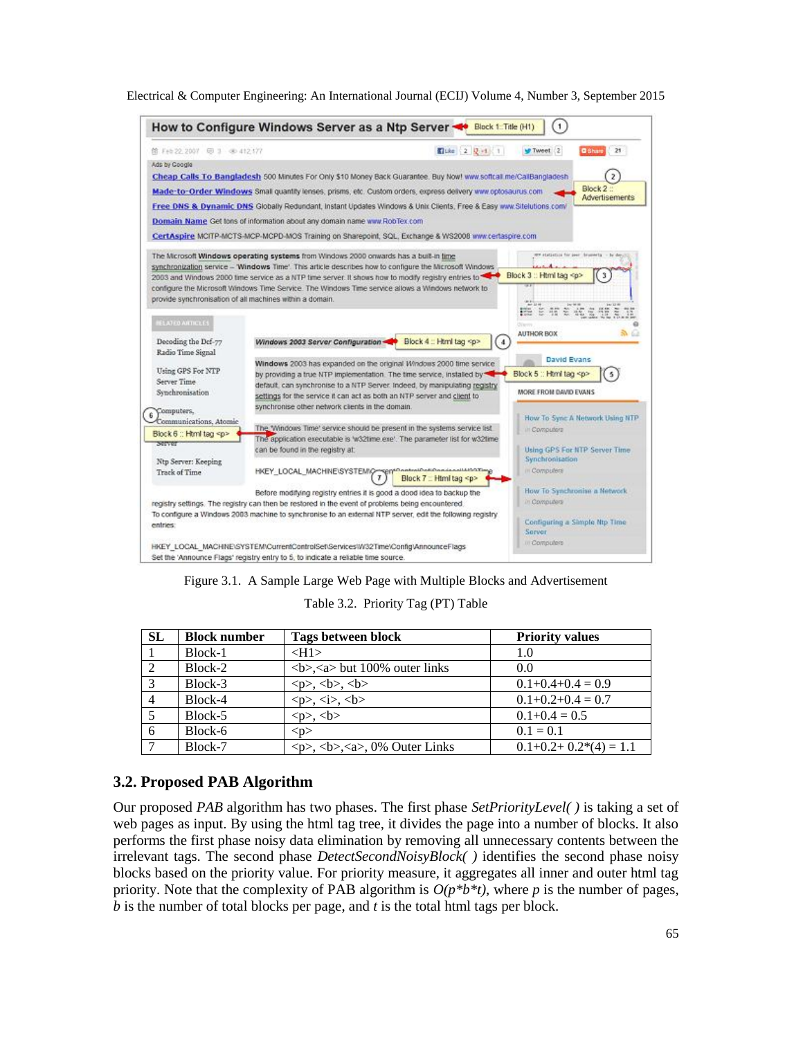Figure 3.1. A Sample Large Web Page with Multiple Blocks and Advertisement

Table 3.2. Priority Tag (PT) Table

| SL | Block number | Tags between block | Priority values |
|---|---|---|---|
| 1 | Block-1 | <H1> | 1.0 |
| 2 | Block-2 | <b>,<a> but 100% outer links | 0.0 |
| 3 | Block-3 | <p>, <b>, <b> | 0.1+0.4+0.4 = 0.9 |
| 4 | Block-4 | <p>, <i>, <b> | 0.1+0.2+0.4 = 0.7 |
| 5 | Block-5 | <p>, <b> | 0.1+0.4 = 0.5 |
| 6 | Block-6 | <p> | 0.1 = 0.1 |
| 7 | Block-7 | <p>, <b>,<a>, 0% Outer Links | 0.1+0.2+ 0.2*(4) = 1.1 |

## 3.2. Proposed PAB Algorithm

Our proposed *PAB* algorithm has two phases. The first phase *SetPriorityLevel( )* is taking a set of web pages as input. By using the html tag tree, it divides the page into a number of blocks. It also performs the first phase noisy data elimination by removing all unnecessary contents between the irrelevant tags. The second phase *DetectSecondNoisyBlock( )* identifies the second phase noisy blocks based on the priority value. For priority measure, it aggregates all inner and outer html tag priority. Note that the complexity of PAB algorithm is $O(p*b*t)$, where $p$ is the number of pages, $b$ is the number of total blocks per page, and $t$ is the total html tags per block.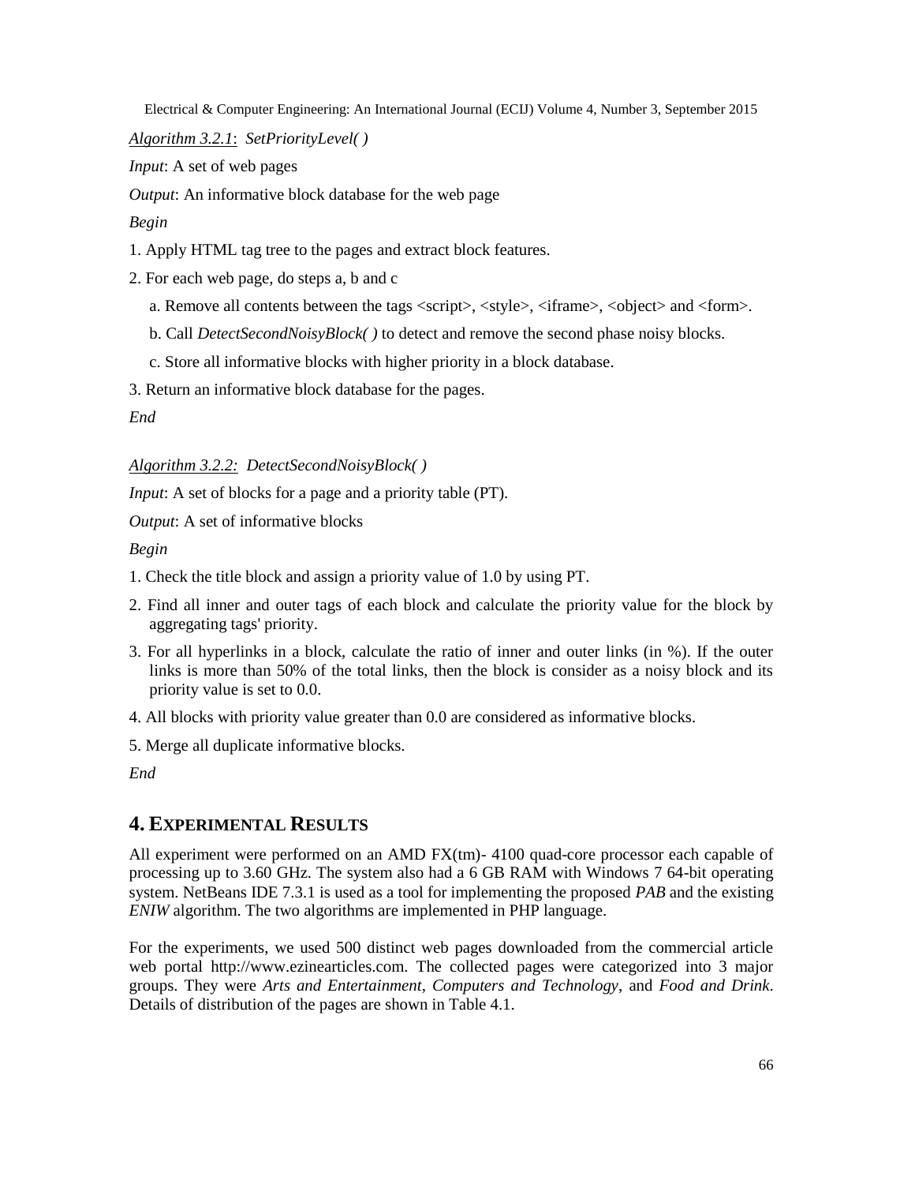*Algorithm 3.2.1*: *SetPriorityLevel( )*

*Input*: A set of web pages

*Output*: An informative block database for the web page

*Begin*

1. Apply HTML tag tree to the pages and extract block features.
2. For each web page, do steps a, b and c
   a. Remove all contents between the tags <script>, <style>, <iframe>, <object> and <form>.
   b. Call *DetectSecondNoisyBlock( )* to detect and remove the second phase noisy blocks.
   c. Store all informative blocks with higher priority in a block database.
3. Return an informative block database for the pages.

*End*

*Algorithm 3.2.2:* *DetectSecondNoisyBlock( )*

*Input*: A set of blocks for a page and a priority table (PT).

*Output*: A set of informative blocks

*Begin*

1. Check the title block and assign a priority value of 1.0 by using PT.
2. Find all inner and outer tags of each block and calculate the priority value for the block by aggregating tags' priority.
3. For all hyperlinks in a block, calculate the ratio of inner and outer links (in %). If the outer links is more than 50% of the total links, then the block is consider as a noisy block and its priority value is set to 0.0.
4. All blocks with priority value greater than 0.0 are considered as informative blocks.
5. Merge all duplicate informative blocks.

*End*

## 4. EXPERIMENTAL RESULTS

All experiment were performed on an AMD FX(tm)- 4100 quad-core processor each capable of processing up to 3.60 GHz. The system also had a 6 GB RAM with Windows 7 64-bit operating system. NetBeans IDE 7.3.1 is used as a tool for implementing the proposed *PAB* and the existing *ENIW* algorithm. The two algorithms are implemented in PHP language.

For the experiments, we used 500 distinct web pages downloaded from the commercial article web portal http://www.ezinearticles.com. The collected pages were categorized into 3 major groups. They were *Arts and Entertainment*, *Computers and Technology*, and *Food and Drink*. Details of distribution of the pages are shown in Table 4.1.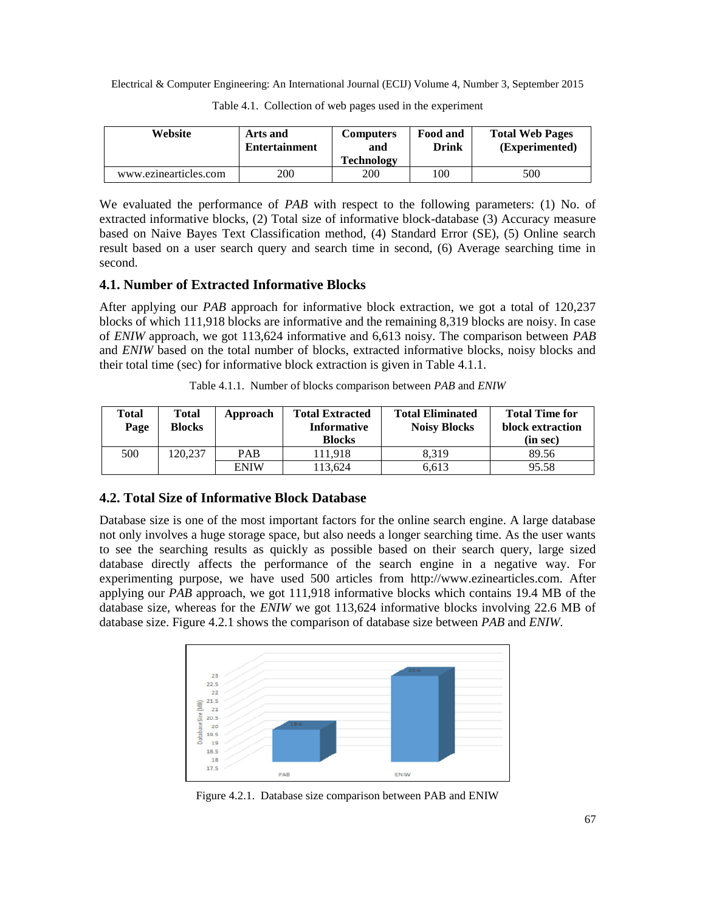Table 4.1. Collection of web pages used in the experiment

| Website | Arts and Entertainment | Computers and Technology | Food and Drink | Total Web Pages (Experimented) |
|---|---|---|---|---|
| www.ezinearticles.com | 200 | 200 | 100 | 500 |

We evaluated the performance of *PAB* with respect to the following parameters: (1) No. of extracted informative blocks, (2) Total size of informative block-database (3) Accuracy measure based on Naive Bayes Text Classification method, (4) Standard Error (SE), (5) Online search result based on a user search query and search time in second, (6) Average searching time in second.

## 4.1. Number of Extracted Informative Blocks

After applying our *PAB* approach for informative block extraction, we got a total of 120,237 blocks of which 111,918 blocks are informative and the remaining 8,319 blocks are noisy. In case of *ENIW* approach, we got 113,624 informative and 6,613 noisy. The comparison between *PAB* and *ENIW* based on the total number of blocks, extracted informative blocks, noisy blocks and their total time (sec) for informative block extraction is given in Table 4.1.1.

Table 4.1.1. Number of blocks comparison between *PAB* and *ENIW*

| Total Page | Total Blocks | Approach | Total Extracted Informative Blocks | Total Eliminated Noisy Blocks | Total Time for block extraction (in sec) |
|---|---|---|---|---|---|
| 500 | 120,237 | PAB | 111,918 | 8,319 | 89.56 |
| | | ENIW | 113,624 | 6,613 | 95.58 |

## 4.2. Total Size of Informative Block Database

Database size is one of the most important factors for the online search engine. A large database not only involves a huge storage space, but also needs a longer searching time. As the user wants to see the searching results as quickly as possible based on their search query, large sized database directly affects the performance of the search engine in a negative way. For experimenting purpose, we have used 500 articles from http://www.ezinearticles.com. After applying our *PAB* approach, we got 111,918 informative blocks which contains 19.4 MB of the database size, whereas for the *ENIW* we got 113,624 informative blocks involving 22.6 MB of database size. Figure 4.2.1 shows the comparison of database size between *PAB* and *ENIW*.

Figure 4.2.1. Database size comparison between PAB and ENIW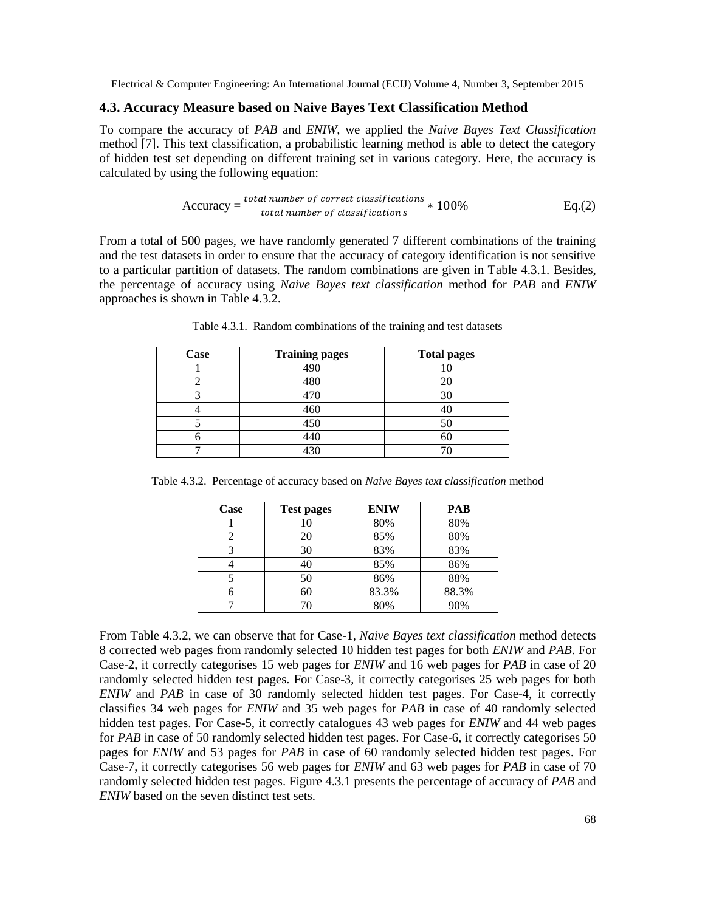### 4.3. Accuracy Measure based on Naive Bayes Text Classification Method

To compare the accuracy of *PAB* and *ENIW*, we applied the *Naive Bayes Text Classification* method [7]. This text classification, a probabilistic learning method is able to detect the category of hidden test set depending on different training set in various category. Here, the accuracy is calculated by using the following equation:

$$\text{Accuracy} = \frac{\textit{total number of correct classifications}}{\textit{total number of classification s}} * 100\% \qquad \text{Eq.(2)}$$

From a total of 500 pages, we have randomly generated 7 different combinations of the training and the test datasets in order to ensure that the accuracy of category identification is not sensitive to a particular partition of datasets. The random combinations are given in Table 4.3.1. Besides, the percentage of accuracy using *Naive Bayes text classification* method for *PAB* and *ENIW* approaches is shown in Table 4.3.2.

Table 4.3.1. Random combinations of the training and test datasets

| Case | Training pages | Total pages |
|---|---|---|
| 1 | 490 | 10 |
| 2 | 480 | 20 |
| 3 | 470 | 30 |
| 4 | 460 | 40 |
| 5 | 450 | 50 |
| 6 | 440 | 60 |
| 7 | 430 | 70 |

Table 4.3.2. Percentage of accuracy based on *Naive Bayes text classification* method

| Case | Test pages | ENIW | PAB |
|---|---|---|---|
| 1 | 10 | 80% | 80% |
| 2 | 20 | 85% | 80% |
| 3 | 30 | 83% | 83% |
| 4 | 40 | 85% | 86% |
| 5 | 50 | 86% | 88% |
| 6 | 60 | 83.3% | 88.3% |
| 7 | 70 | 80% | 90% |

From Table 4.3.2, we can observe that for Case-1, *Naive Bayes text classification* method detects 8 corrected web pages from randomly selected 10 hidden test pages for both *ENIW* and *PAB*. For Case-2, it correctly categorises 15 web pages for *ENIW* and 16 web pages for *PAB* in case of 20 randomly selected hidden test pages. For Case-3, it correctly categorises 25 web pages for both *ENIW* and *PAB* in case of 30 randomly selected hidden test pages. For Case-4, it correctly classifies 34 web pages for *ENIW* and 35 web pages for *PAB* in case of 40 randomly selected hidden test pages. For Case-5, it correctly catalogues 43 web pages for *ENIW* and 44 web pages for *PAB* in case of 50 randomly selected hidden test pages. For Case-6, it correctly categorises 50 pages for *ENIW* and 53 pages for *PAB* in case of 60 randomly selected hidden test pages. For Case-7, it correctly categorises 56 web pages for *ENIW* and 63 web pages for *PAB* in case of 70 randomly selected hidden test pages. Figure 4.3.1 presents the percentage of accuracy of *PAB* and *ENIW* based on the seven distinct test sets.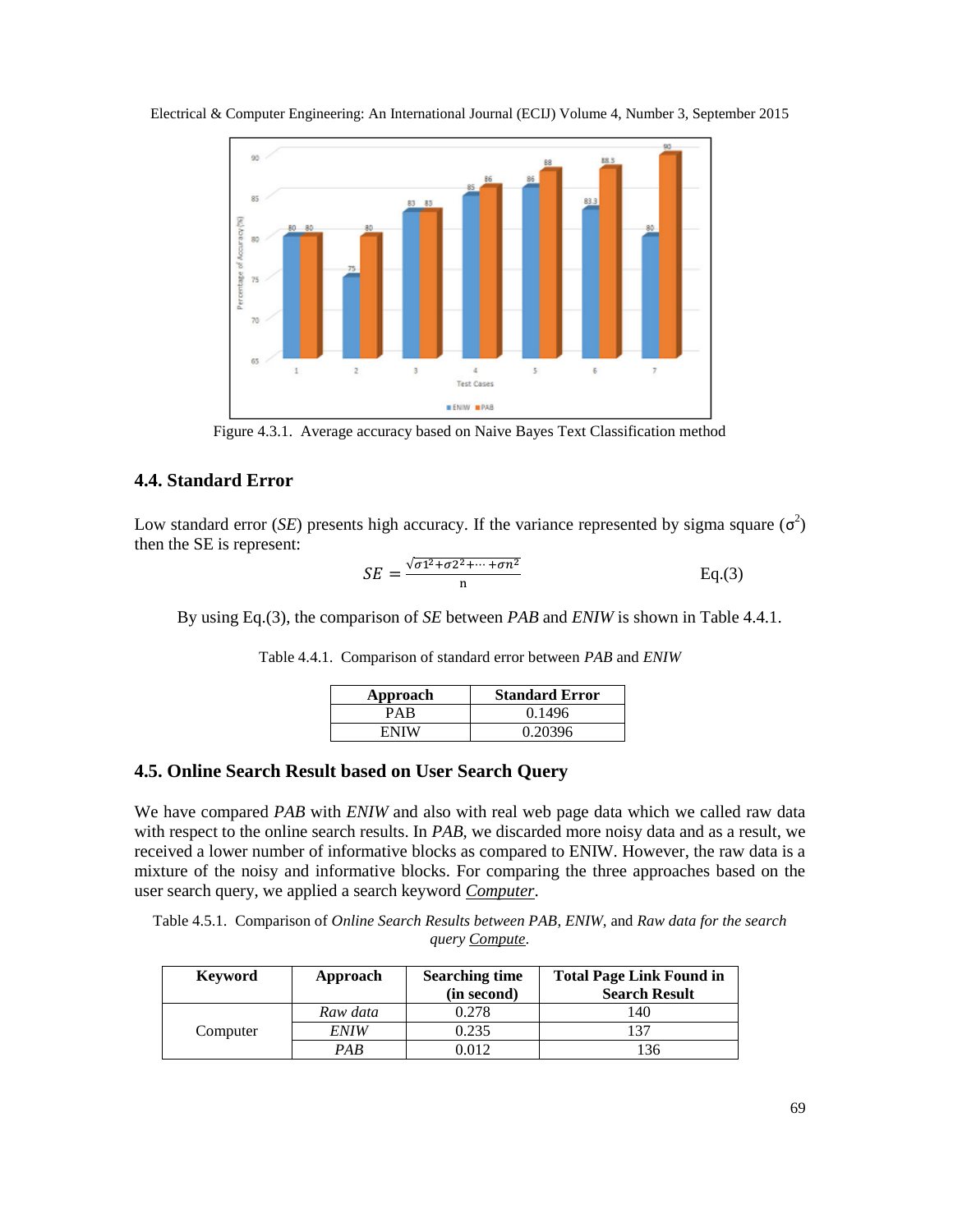Figure 4.3.1. Average accuracy based on Naive Bayes Text Classification method

### 4.4. Standard Error

Low standard error (*SE*) presents high accuracy. If the variance represented by sigma square ($\sigma^2$) then the SE is represent:

$$SE = \frac{\sqrt{\sigma 1^2 + \sigma 2^2 + \cdots + \sigma n^2}}{n} \qquad \text{Eq.(3)}$$

By using Eq.(3), the comparison of *SE* between *PAB* and *ENIW* is shown in Table 4.4.1.

Table 4.4.1. Comparison of standard error between *PAB* and *ENIW*

| Approach | Standard Error |
|---|---|
| PAB | 0.1496 |
| ENIW | 0.20396 |

### 4.5. Online Search Result based on User Search Query

We have compared *PAB* with *ENIW* and also with real web page data which we called raw data with respect to the online search results. In *PAB*, we discarded more noisy data and as a result, we received a lower number of informative blocks as compared to ENIW. However, the raw data is a mixture of the noisy and informative blocks. For comparing the three approaches based on the user search query, we applied a search keyword <u>*Computer*</u>.

Table 4.5.1. Comparison of *Online Search Results between PAB, ENIW,* and *Raw data for the search query* <u>*Compute*</u>.

| Keyword | Approach | Searching time (in second) | Total Page Link Found in Search Result |
|---|---|---|---|
| Computer | *Raw data* | 0.278 | 140 |
| | *ENIW* | 0.235 | 137 |
| | *PAB* | 0.012 | 136 |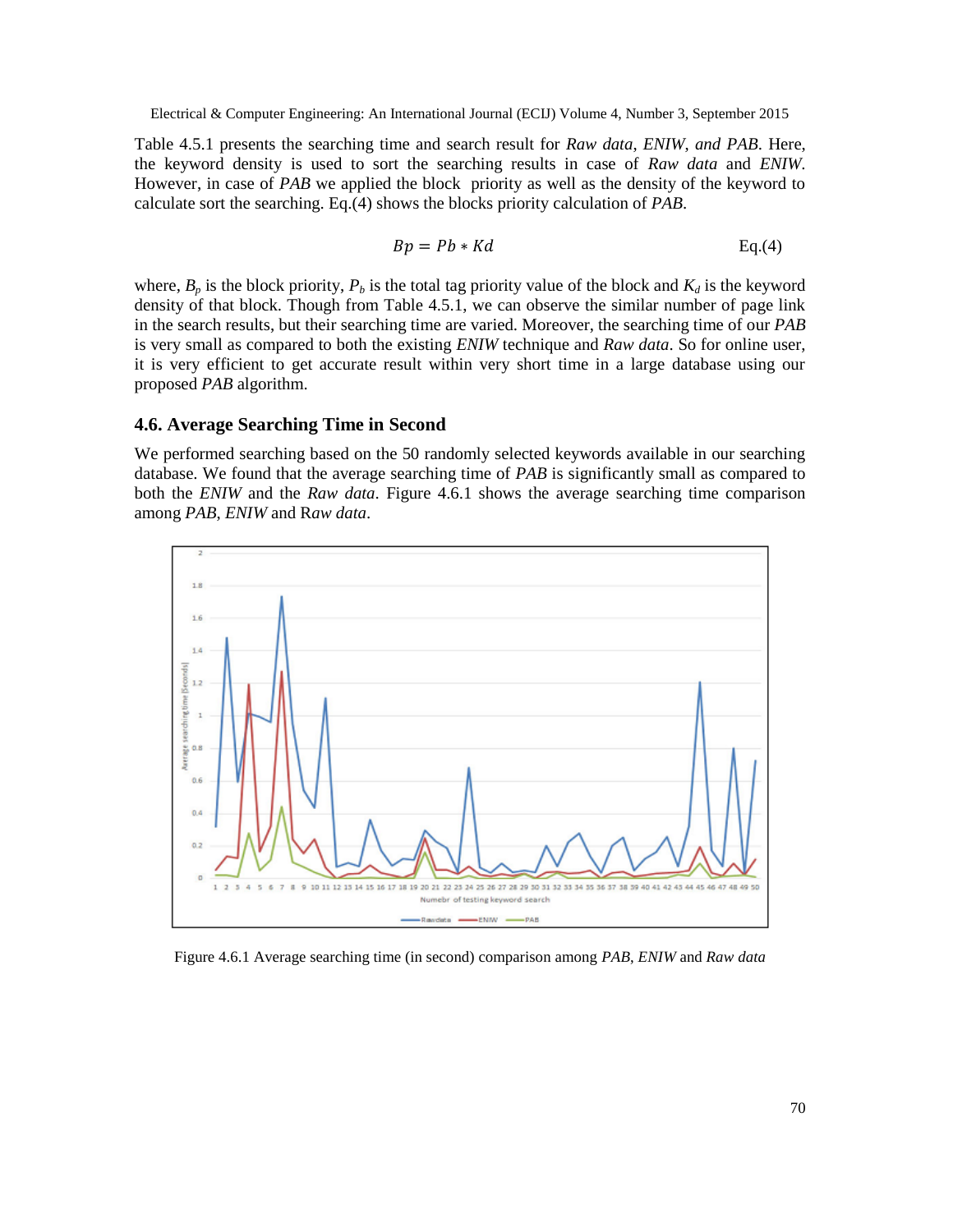Table 4.5.1 presents the searching time and search result for *Raw data*, *ENIW, and PAB*. Here, the keyword density is used to sort the searching results in case of *Raw data* and *ENIW*. However, in case of *PAB* we applied the block priority as well as the density of the keyword to calculate sort the searching. Eq.(4) shows the blocks priority calculation of *PAB*.

$$Bp = Pb * Kd \qquad \text{Eq.(4)}$$

where, $B_p$ is the block priority, $P_b$ is the total tag priority value of the block and $K_d$ is the keyword density of that block. Though from Table 4.5.1, we can observe the similar number of page link in the search results, but their searching time are varied. Moreover, the searching time of our *PAB* is very small as compared to both the existing *ENIW* technique and *Raw data*. So for online user, it is very efficient to get accurate result within very short time in a large database using our proposed *PAB* algorithm.

### 4.6. Average Searching Time in Second

We performed searching based on the 50 randomly selected keywords available in our searching database. We found that the average searching time of *PAB* is significantly small as compared to both the *ENIW* and the *Raw data*. Figure 4.6.1 shows the average searching time comparison among *PAB*, *ENIW* and R*aw data*.

Figure 4.6.1 Average searching time (in second) comparison among *PAB*, *ENIW* and *Raw data*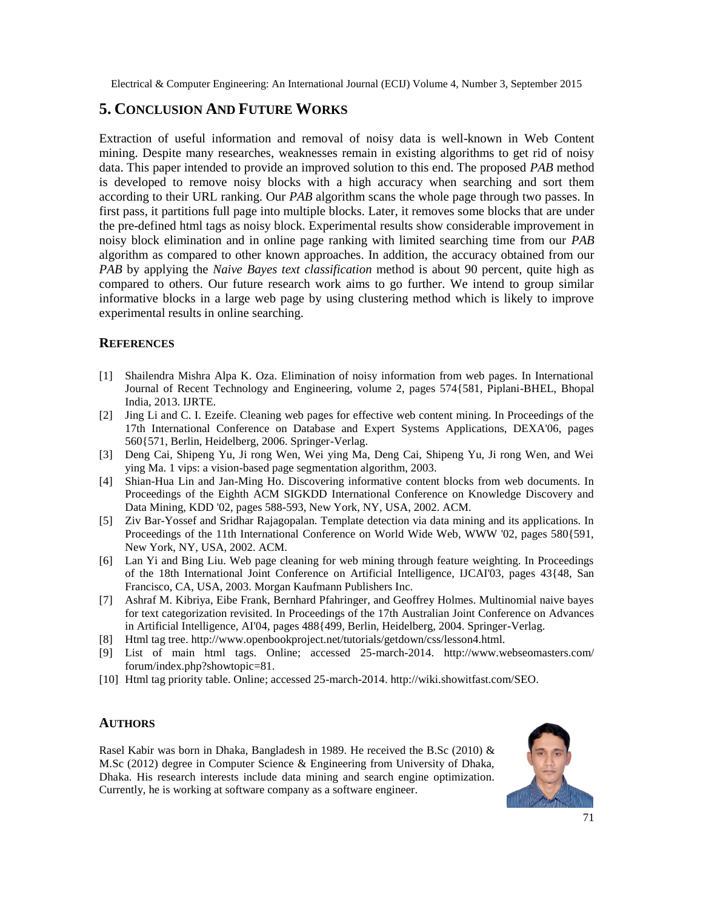## 5. Conclusion And Future Works

Extraction of useful information and removal of noisy data is well-known in Web Content mining. Despite many researches, weaknesses remain in existing algorithms to get rid of noisy data. This paper intended to provide an improved solution to this end. The proposed *PAB* method is developed to remove noisy blocks with a high accuracy when searching and sort them according to their URL ranking. Our *PAB* algorithm scans the whole page through two passes. In first pass, it partitions full page into multiple blocks. Later, it removes some blocks that are under the pre-defined html tags as noisy block. Experimental results show considerable improvement in noisy block elimination and in online page ranking with limited searching time from our *PAB* algorithm as compared to other known approaches. In addition, the accuracy obtained from our *PAB* by applying the *Naive Bayes text classification* method is about 90 percent, quite high as compared to others. Our future research work aims to go further. We intend to group similar informative blocks in a large web page by using clustering method which is likely to improve experimental results in online searching.

### References

[1] Shailendra Mishra Alpa K. Oza. Elimination of noisy information from web pages. In International Journal of Recent Technology and Engineering, volume 2, pages 574{581, Piplani-BHEL, Bhopal India, 2013. IJRTE.

[2] Jing Li and C. I. Ezeife. Cleaning web pages for effective web content mining. In Proceedings of the 17th International Conference on Database and Expert Systems Applications, DEXA'06, pages 560{571, Berlin, Heidelberg, 2006. Springer-Verlag.

[3] Deng Cai, Shipeng Yu, Ji rong Wen, Wei ying Ma, Deng Cai, Shipeng Yu, Ji rong Wen, and Wei ying Ma. 1 vips: a vision-based page segmentation algorithm, 2003.

[4] Shian-Hua Lin and Jan-Ming Ho. Discovering informative content blocks from web documents. In Proceedings of the Eighth ACM SIGKDD International Conference on Knowledge Discovery and Data Mining, KDD '02, pages 588-593, New York, NY, USA, 2002. ACM.

[5] Ziv Bar-Yossef and Sridhar Rajagopalan. Template detection via data mining and its applications. In Proceedings of the 11th International Conference on World Wide Web, WWW '02, pages 580{591, New York, NY, USA, 2002. ACM.

[6] Lan Yi and Bing Liu. Web page cleaning for web mining through feature weighting. In Proceedings of the 18th International Joint Conference on Artificial Intelligence, IJCAI'03, pages 43{48, San Francisco, CA, USA, 2003. Morgan Kaufmann Publishers Inc.

[7] Ashraf M. Kibriya, Eibe Frank, Bernhard Pfahringer, and Geoffrey Holmes. Multinomial naive bayes for text categorization revisited. In Proceedings of the 17th Australian Joint Conference on Advances in Artificial Intelligence, AI'04, pages 488{499, Berlin, Heidelberg, 2004. Springer-Verlag.

[8] Html tag tree. http://www.openbookproject.net/tutorials/getdown/css/lesson4.html.

[9] List of main html tags. Online; accessed 25-march-2014. http://www.webseomasters.com/forum/index.php?showtopic=81.

[10] Html tag priority table. Online; accessed 25-march-2014. http://wiki.showitfast.com/SEO.

### Authors

Rasel Kabir was born in Dhaka, Bangladesh in 1989. He received the B.Sc (2010) & M.Sc (2012) degree in Computer Science & Engineering from University of Dhaka, Dhaka. His research interests include data mining and search engine optimization. Currently, he is working at software company as a software engineer.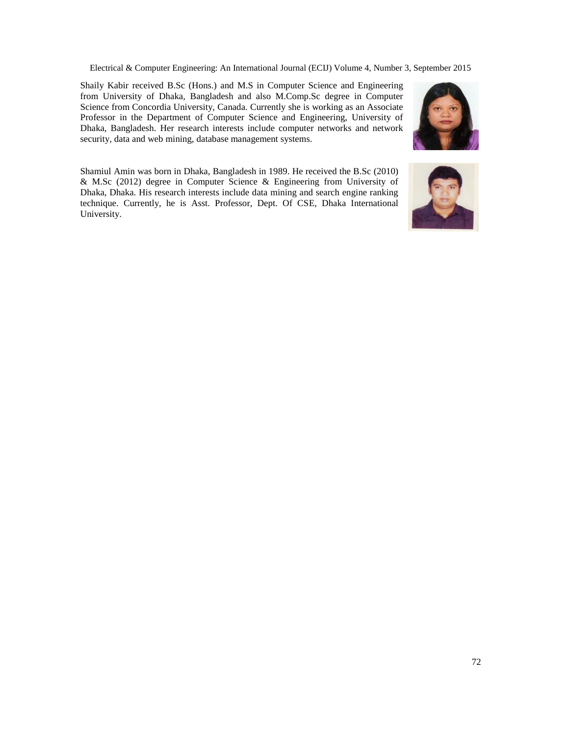Shaily Kabir received B.Sc (Hons.) and M.S in Computer Science and Engineering from University of Dhaka, Bangladesh and also M.Comp.Sc degree in Computer Science from Concordia University, Canada. Currently she is working as an Associate Professor in the Department of Computer Science and Engineering, University of Dhaka, Bangladesh. Her research interests include computer networks and network security, data and web mining, database management systems.

Shamiul Amin was born in Dhaka, Bangladesh in 1989. He received the B.Sc (2010) & M.Sc (2012) degree in Computer Science & Engineering from University of Dhaka, Dhaka. His research interests include data mining and search engine ranking technique. Currently, he is Asst. Professor, Dept. Of CSE, Dhaka International University.